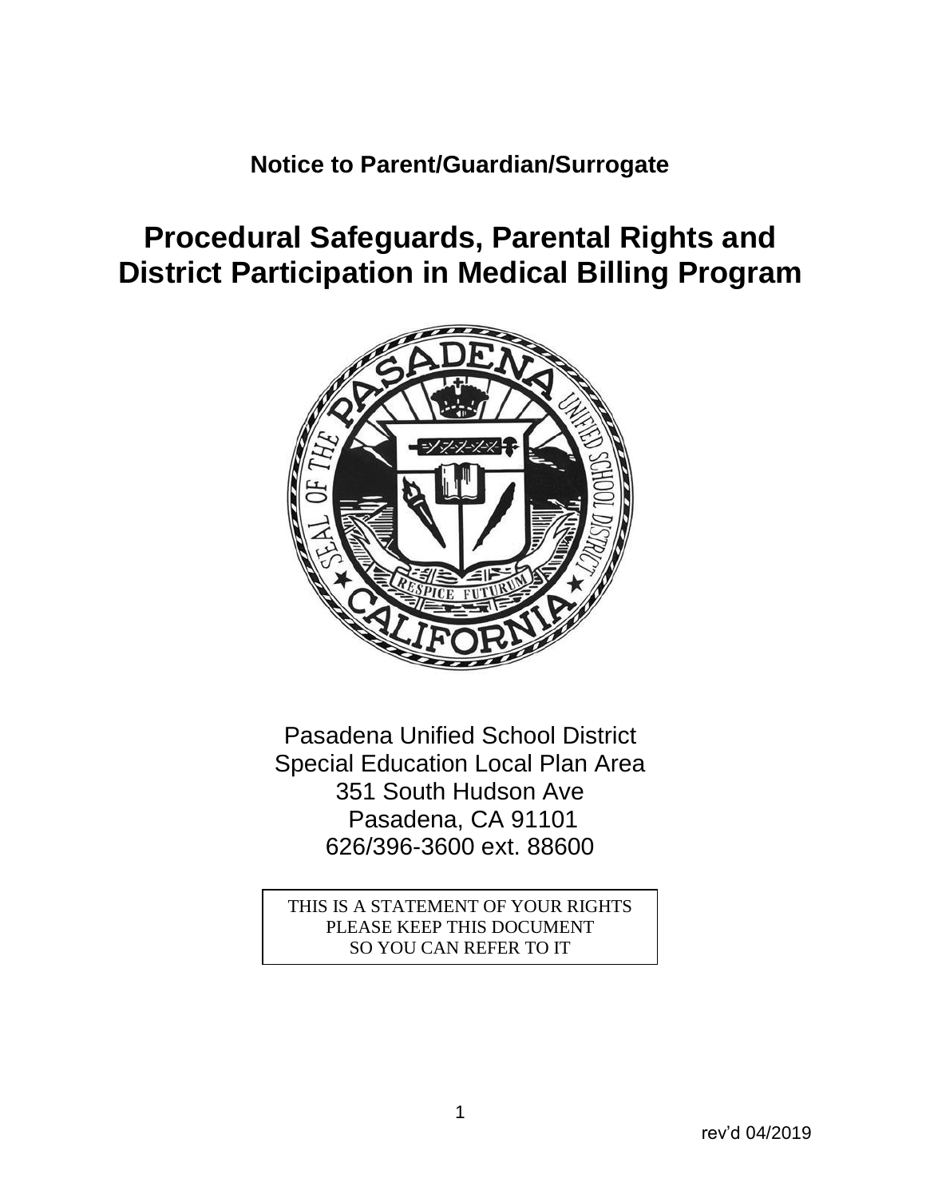**Notice to Parent/Guardian/Surrogate**

# Procedural Safeguards, Parental Rights and District Participation in Medical Billing Program

Pasadena Unified School District
Special Education Local Plan Area
351 South Hudson Ave
Pasadena, CA 91101
626/396-3600 ext. 88600

THIS IS A STATEMENT OF YOUR RIGHTS
PLEASE KEEP THIS DOCUMENT
SO YOU CAN REFER TO IT

rev'd 04/2019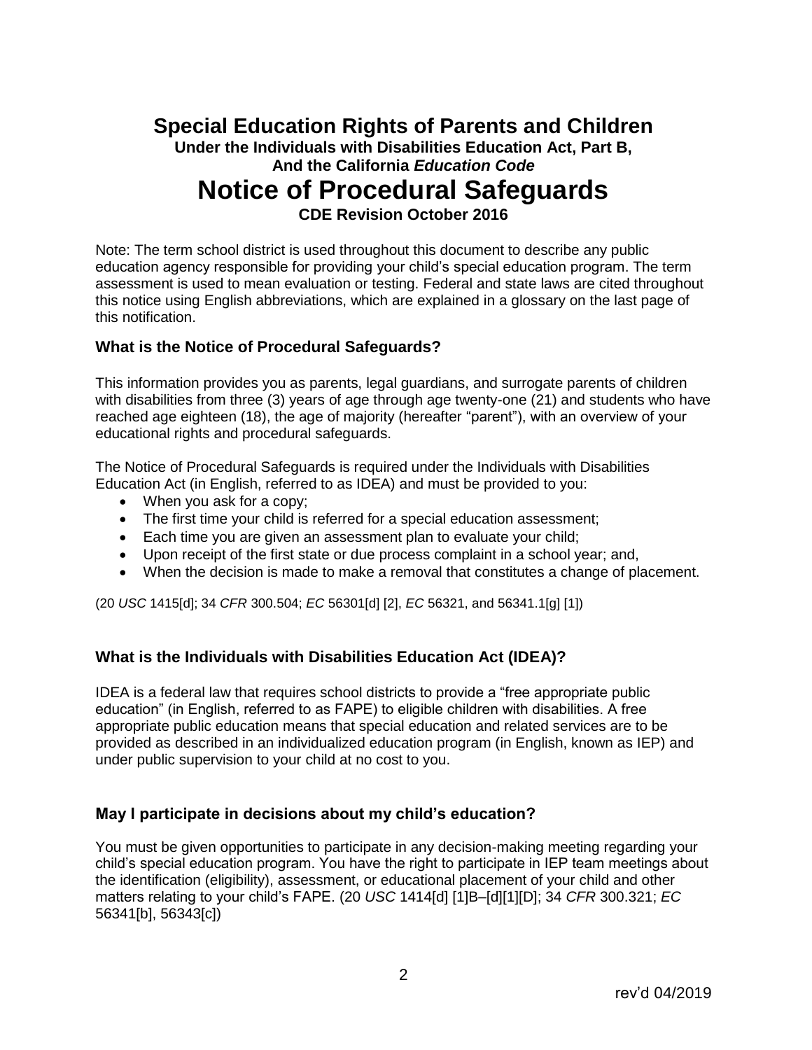# Special Education Rights of Parents and Children

**Under the Individuals with Disabilities Education Act, Part B,**
**And the California *Education Code***

# Notice of Procedural Safeguards

**CDE Revision October 2016**

Note: The term school district is used throughout this document to describe any public education agency responsible for providing your child's special education program. The term assessment is used to mean evaluation or testing. Federal and state laws are cited throughout this notice using English abbreviations, which are explained in a glossary on the last page of this notification.

### What is the Notice of Procedural Safeguards?

This information provides you as parents, legal guardians, and surrogate parents of children with disabilities from three (3) years of age through age twenty-one (21) and students who have reached age eighteen (18), the age of majority (hereafter "parent"), with an overview of your educational rights and procedural safeguards.

The Notice of Procedural Safeguards is required under the Individuals with Disabilities Education Act (in English, referred to as IDEA) and must be provided to you:

- When you ask for a copy;
- The first time your child is referred for a special education assessment;
- Each time you are given an assessment plan to evaluate your child;
- Upon receipt of the first state or due process complaint in a school year; and,
- When the decision is made to make a removal that constitutes a change of placement.

(20 *USC* 1415[d]; 34 *CFR* 300.504; *EC* 56301[d] [2], *EC* 56321, and 56341.1[g] [1])

### What is the Individuals with Disabilities Education Act (IDEA)?

IDEA is a federal law that requires school districts to provide a "free appropriate public education" (in English, referred to as FAPE) to eligible children with disabilities. A free appropriate public education means that special education and related services are to be provided as described in an individualized education program (in English, known as IEP) and under public supervision to your child at no cost to you.

### May I participate in decisions about my child's education?

You must be given opportunities to participate in any decision-making meeting regarding your child's special education program. You have the right to participate in IEP team meetings about the identification (eligibility), assessment, or educational placement of your child and other matters relating to your child's FAPE. (20 *USC* 1414[d] [1]B–[d][1][D]; 34 *CFR* 300.321; *EC* 56341[b], 56343[c])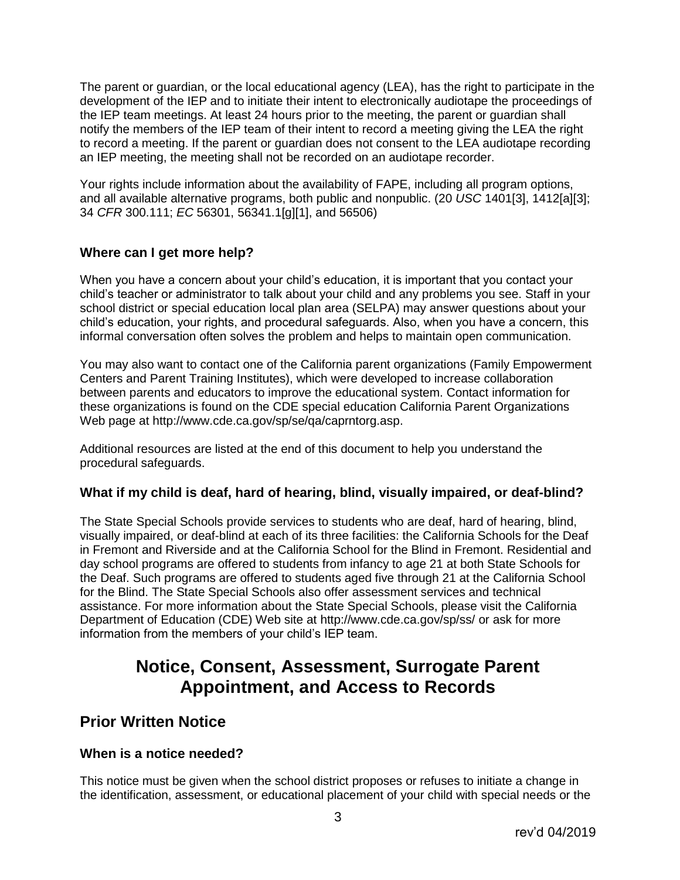The parent or guardian, or the local educational agency (LEA), has the right to participate in the development of the IEP and to initiate their intent to electronically audiotape the proceedings of the IEP team meetings. At least 24 hours prior to the meeting, the parent or guardian shall notify the members of the IEP team of their intent to record a meeting giving the LEA the right to record a meeting. If the parent or guardian does not consent to the LEA audiotape recording an IEP meeting, the meeting shall not be recorded on an audiotape recorder.

Your rights include information about the availability of FAPE, including all program options, and all available alternative programs, both public and nonpublic. (20 *USC* 1401[3], 1412[a][3]; 34 *CFR* 300.111; *EC* 56301, 56341.1[g][1], and 56506)

### Where can I get more help?

When you have a concern about your child's education, it is important that you contact your child's teacher or administrator to talk about your child and any problems you see. Staff in your school district or special education local plan area (SELPA) may answer questions about your child's education, your rights, and procedural safeguards. Also, when you have a concern, this informal conversation often solves the problem and helps to maintain open communication.

You may also want to contact one of the California parent organizations (Family Empowerment Centers and Parent Training Institutes), which were developed to increase collaboration between parents and educators to improve the educational system. Contact information for these organizations is found on the CDE special education California Parent Organizations Web page at http://www.cde.ca.gov/sp/se/qa/caprntorg.asp.

Additional resources are listed at the end of this document to help you understand the procedural safeguards.

### What if my child is deaf, hard of hearing, blind, visually impaired, or deaf-blind?

The State Special Schools provide services to students who are deaf, hard of hearing, blind, visually impaired, or deaf-blind at each of its three facilities: the California Schools for the Deaf in Fremont and Riverside and at the California School for the Blind in Fremont. Residential and day school programs are offered to students from infancy to age 21 at both State Schools for the Deaf. Such programs are offered to students aged five through 21 at the California School for the Blind. The State Special Schools also offer assessment services and technical assistance. For more information about the State Special Schools, please visit the California Department of Education (CDE) Web site at http://www.cde.ca.gov/sp/ss/ or ask for more information from the members of your child's IEP team.

# Notice, Consent, Assessment, Surrogate Parent Appointment, and Access to Records

## Prior Written Notice

### When is a notice needed?

This notice must be given when the school district proposes or refuses to initiate a change in the identification, assessment, or educational placement of your child with special needs or the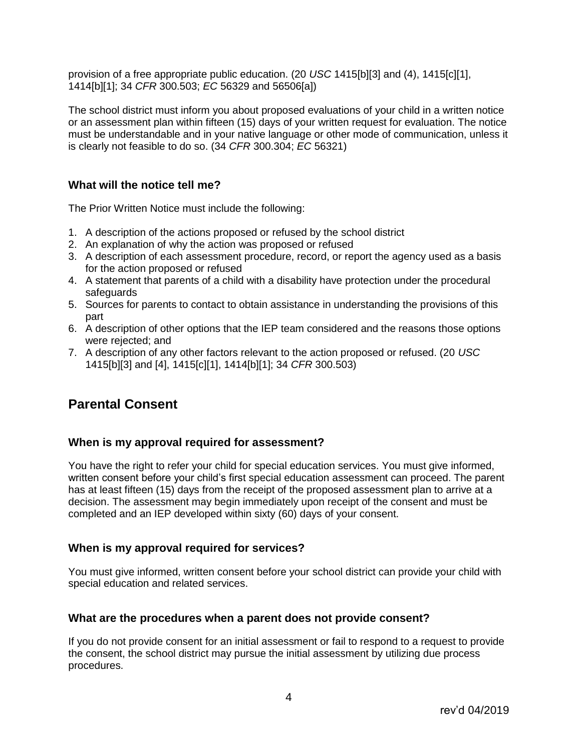provision of a free appropriate public education. (20 *USC* 1415[b][3] and (4), 1415[c][1], 1414[b][1]; 34 *CFR* 300.503; *EC* 56329 and 56506[a])

The school district must inform you about proposed evaluations of your child in a written notice or an assessment plan within fifteen (15) days of your written request for evaluation. The notice must be understandable and in your native language or other mode of communication, unless it is clearly not feasible to do so. (34 *CFR* 300.304; *EC* 56321)

### What will the notice tell me?

The Prior Written Notice must include the following:

1. A description of the actions proposed or refused by the school district
2. An explanation of why the action was proposed or refused
3. A description of each assessment procedure, record, or report the agency used as a basis for the action proposed or refused
4. A statement that parents of a child with a disability have protection under the procedural safeguards
5. Sources for parents to contact to obtain assistance in understanding the provisions of this part
6. A description of other options that the IEP team considered and the reasons those options were rejected; and
7. A description of any other factors relevant to the action proposed or refused. (20 *USC* 1415[b][3] and [4], 1415[c][1], 1414[b][1]; 34 *CFR* 300.503)

## Parental Consent

### When is my approval required for assessment?

You have the right to refer your child for special education services. You must give informed, written consent before your child's first special education assessment can proceed. The parent has at least fifteen (15) days from the receipt of the proposed assessment plan to arrive at a decision. The assessment may begin immediately upon receipt of the consent and must be completed and an IEP developed within sixty (60) days of your consent.

### When is my approval required for services?

You must give informed, written consent before your school district can provide your child with special education and related services.

### What are the procedures when a parent does not provide consent?

If you do not provide consent for an initial assessment or fail to respond to a request to provide the consent, the school district may pursue the initial assessment by utilizing due process procedures.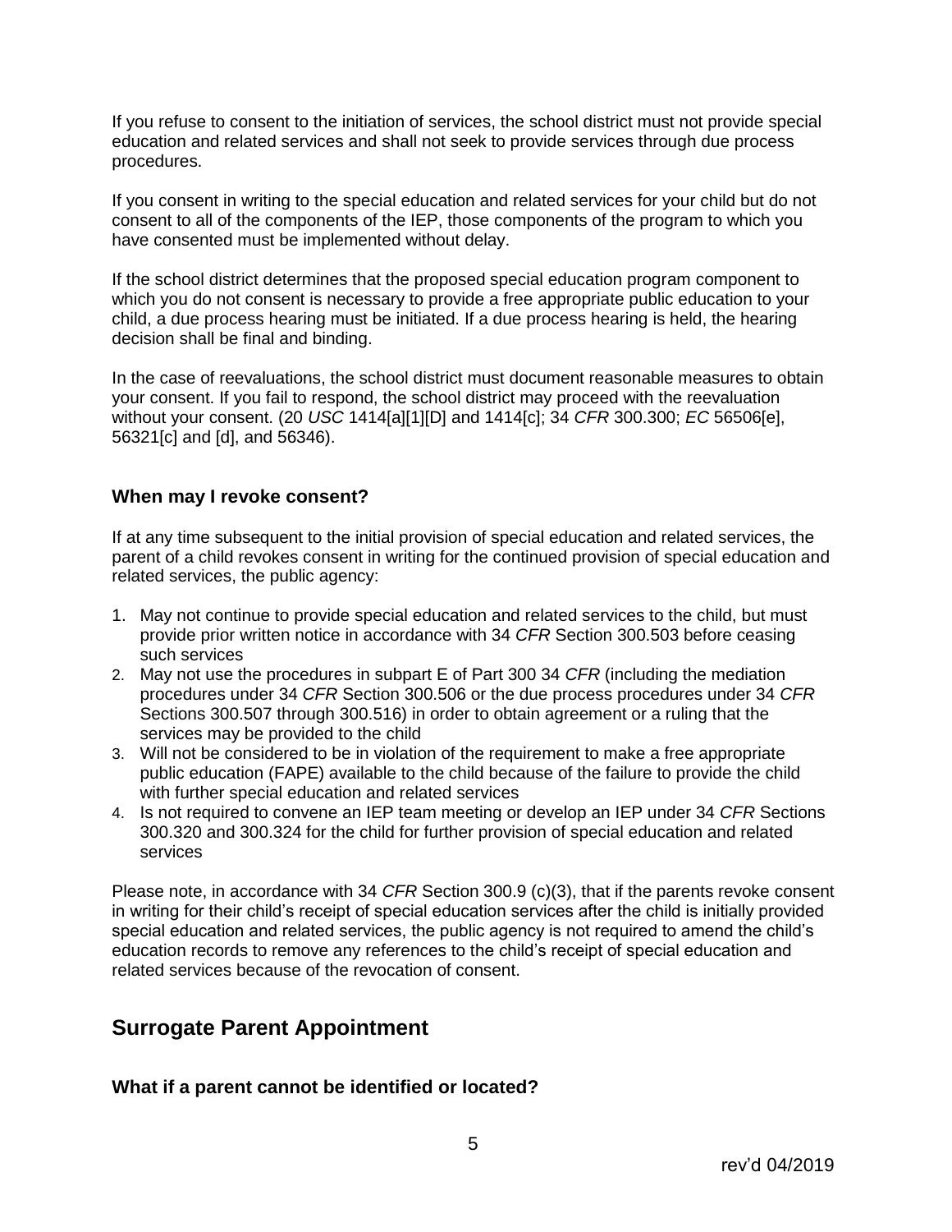If you refuse to consent to the initiation of services, the school district must not provide special education and related services and shall not seek to provide services through due process procedures.

If you consent in writing to the special education and related services for your child but do not consent to all of the components of the IEP, those components of the program to which you have consented must be implemented without delay.

If the school district determines that the proposed special education program component to which you do not consent is necessary to provide a free appropriate public education to your child, a due process hearing must be initiated. If a due process hearing is held, the hearing decision shall be final and binding.

In the case of reevaluations, the school district must document reasonable measures to obtain your consent. If you fail to respond, the school district may proceed with the reevaluation without your consent. (20 *USC* 1414[a][1][D] and 1414[c]; 34 *CFR* 300.300; *EC* 56506[e], 56321[c] and [d], and 56346).

### When may I revoke consent?

If at any time subsequent to the initial provision of special education and related services, the parent of a child revokes consent in writing for the continued provision of special education and related services, the public agency:

1. May not continue to provide special education and related services to the child, but must provide prior written notice in accordance with 34 *CFR* Section 300.503 before ceasing such services
2. May not use the procedures in subpart E of Part 300 34 *CFR* (including the mediation procedures under 34 *CFR* Section 300.506 or the due process procedures under 34 *CFR* Sections 300.507 through 300.516) in order to obtain agreement or a ruling that the services may be provided to the child
3. Will not be considered to be in violation of the requirement to make a free appropriate public education (FAPE) available to the child because of the failure to provide the child with further special education and related services
4. Is not required to convene an IEP team meeting or develop an IEP under 34 *CFR* Sections 300.320 and 300.324 for the child for further provision of special education and related services

Please note, in accordance with 34 *CFR* Section 300.9 (c)(3), that if the parents revoke consent in writing for their child's receipt of special education services after the child is initially provided special education and related services, the public agency is not required to amend the child's education records to remove any references to the child's receipt of special education and related services because of the revocation of consent.

## Surrogate Parent Appointment

### What if a parent cannot be identified or located?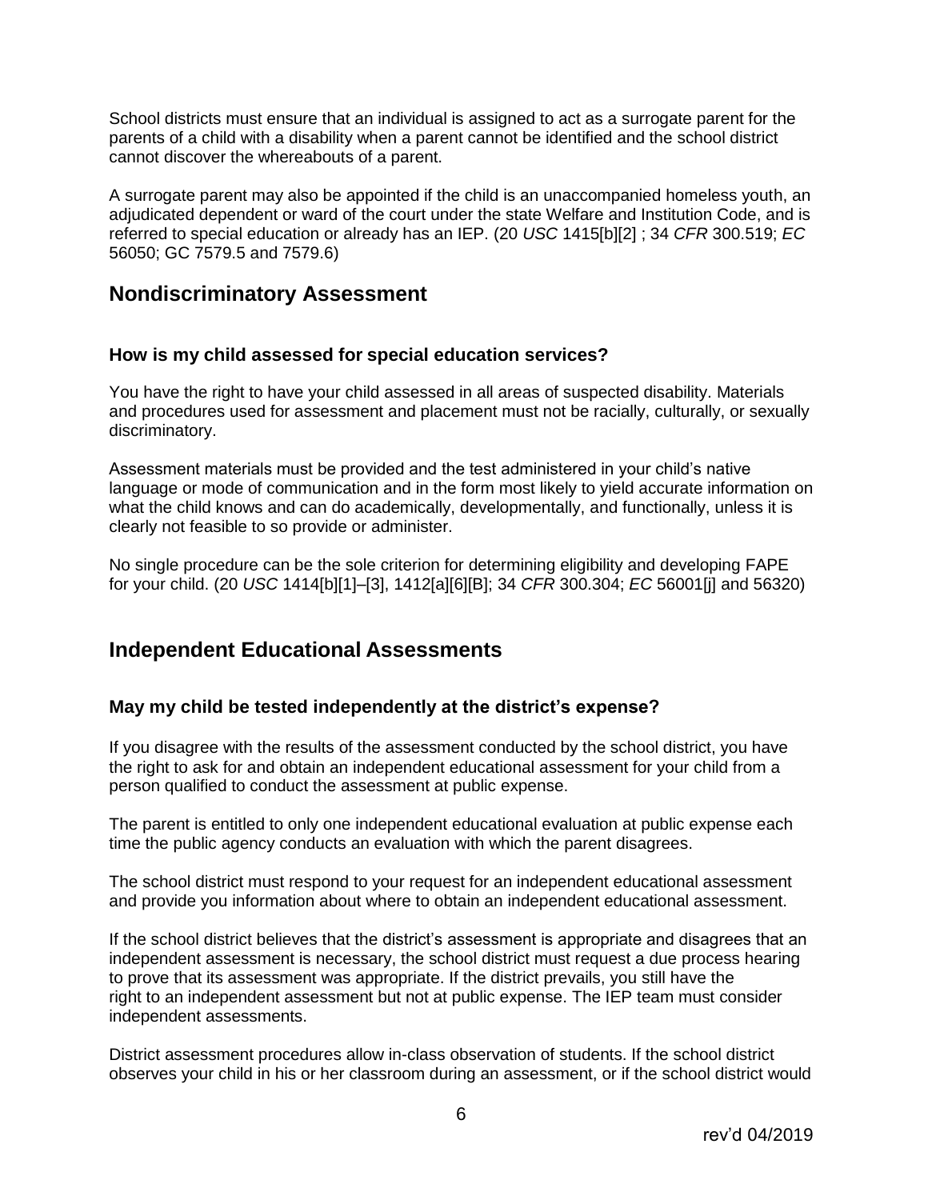School districts must ensure that an individual is assigned to act as a surrogate parent for the parents of a child with a disability when a parent cannot be identified and the school district cannot discover the whereabouts of a parent.

A surrogate parent may also be appointed if the child is an unaccompanied homeless youth, an adjudicated dependent or ward of the court under the state Welfare and Institution Code, and is referred to special education or already has an IEP. (20 *USC* 1415[b][2] ; 34 *CFR* 300.519; *EC* 56050; GC 7579.5 and 7579.6)

## Nondiscriminatory Assessment

### How is my child assessed for special education services?

You have the right to have your child assessed in all areas of suspected disability. Materials and procedures used for assessment and placement must not be racially, culturally, or sexually discriminatory.

Assessment materials must be provided and the test administered in your child's native language or mode of communication and in the form most likely to yield accurate information on what the child knows and can do academically, developmentally, and functionally, unless it is clearly not feasible to so provide or administer.

No single procedure can be the sole criterion for determining eligibility and developing FAPE for your child. (20 *USC* 1414[b][1]–[3], 1412[a][6][B]; 34 *CFR* 300.304; *EC* 56001[j] and 56320)

## Independent Educational Assessments

### May my child be tested independently at the district's expense?

If you disagree with the results of the assessment conducted by the school district, you have the right to ask for and obtain an independent educational assessment for your child from a person qualified to conduct the assessment at public expense.

The parent is entitled to only one independent educational evaluation at public expense each time the public agency conducts an evaluation with which the parent disagrees.

The school district must respond to your request for an independent educational assessment and provide you information about where to obtain an independent educational assessment.

If the school district believes that the district's assessment is appropriate and disagrees that an independent assessment is necessary, the school district must request a due process hearing to prove that its assessment was appropriate. If the district prevails, you still have the right to an independent assessment but not at public expense. The IEP team must consider independent assessments.

District assessment procedures allow in-class observation of students. If the school district observes your child in his or her classroom during an assessment, or if the school district would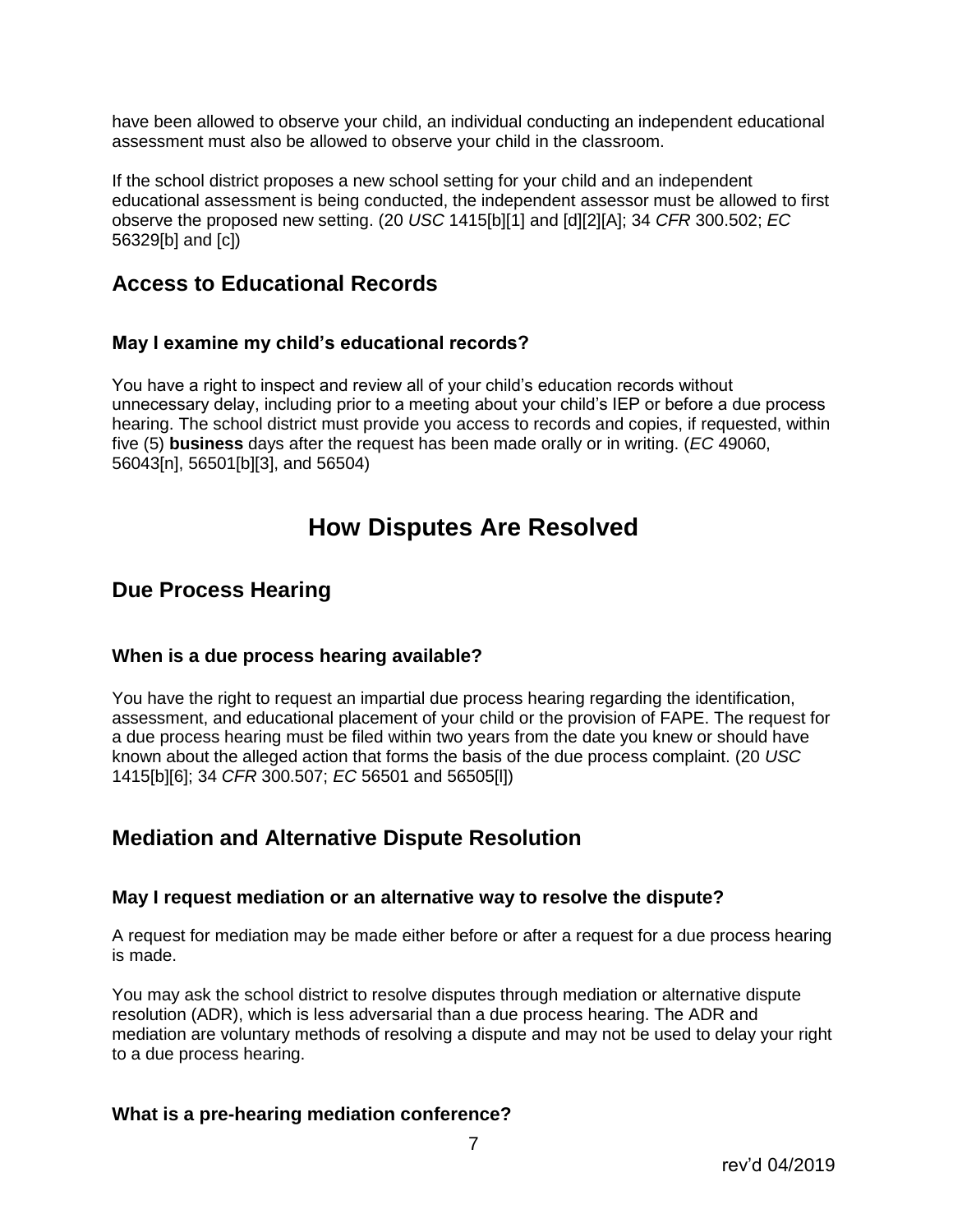have been allowed to observe your child, an individual conducting an independent educational assessment must also be allowed to observe your child in the classroom.

If the school district proposes a new school setting for your child and an independent educational assessment is being conducted, the independent assessor must be allowed to first observe the proposed new setting. (20 *USC* 1415[b][1] and [d][2][A]; 34 *CFR* 300.502; *EC* 56329[b] and [c])

## Access to Educational Records

### May I examine my child's educational records?

You have a right to inspect and review all of your child's education records without unnecessary delay, including prior to a meeting about your child's IEP or before a due process hearing. The school district must provide you access to records and copies, if requested, within five (5) **business** days after the request has been made orally or in writing. (*EC* 49060, 56043[n], 56501[b][3], and 56504)

# How Disputes Are Resolved

## Due Process Hearing

### When is a due process hearing available?

You have the right to request an impartial due process hearing regarding the identification, assessment, and educational placement of your child or the provision of FAPE. The request for a due process hearing must be filed within two years from the date you knew or should have known about the alleged action that forms the basis of the due process complaint. (20 *USC* 1415[b][6]; 34 *CFR* 300.507; *EC* 56501 and 56505[l])

## Mediation and Alternative Dispute Resolution

### May I request mediation or an alternative way to resolve the dispute?

A request for mediation may be made either before or after a request for a due process hearing is made.

You may ask the school district to resolve disputes through mediation or alternative dispute resolution (ADR), which is less adversarial than a due process hearing. The ADR and mediation are voluntary methods of resolving a dispute and may not be used to delay your right to a due process hearing.

### What is a pre-hearing mediation conference?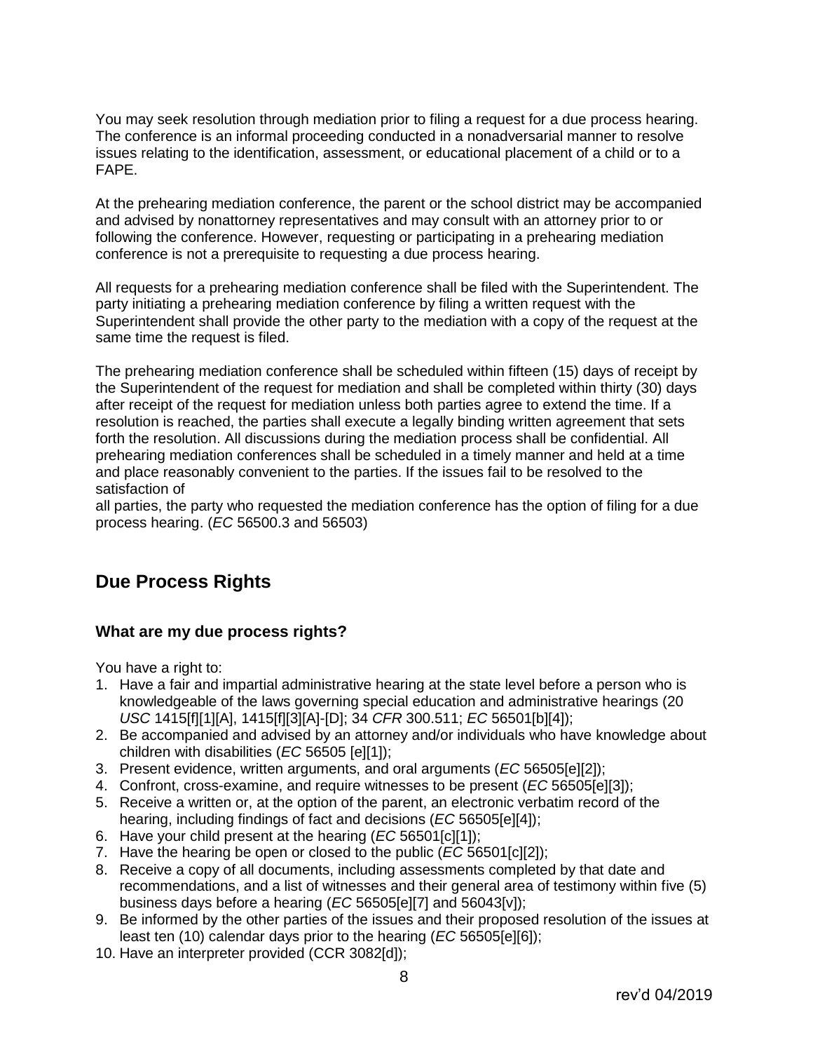You may seek resolution through mediation prior to filing a request for a due process hearing. The conference is an informal proceeding conducted in a nonadversarial manner to resolve issues relating to the identification, assessment, or educational placement of a child or to a FAPE.

At the prehearing mediation conference, the parent or the school district may be accompanied and advised by nonattorney representatives and may consult with an attorney prior to or following the conference. However, requesting or participating in a prehearing mediation conference is not a prerequisite to requesting a due process hearing.

All requests for a prehearing mediation conference shall be filed with the Superintendent. The party initiating a prehearing mediation conference by filing a written request with the Superintendent shall provide the other party to the mediation with a copy of the request at the same time the request is filed.

The prehearing mediation conference shall be scheduled within fifteen (15) days of receipt by the Superintendent of the request for mediation and shall be completed within thirty (30) days after receipt of the request for mediation unless both parties agree to extend the time. If a resolution is reached, the parties shall execute a legally binding written agreement that sets forth the resolution. All discussions during the mediation process shall be confidential. All prehearing mediation conferences shall be scheduled in a timely manner and held at a time and place reasonably convenient to the parties. If the issues fail to be resolved to the satisfaction of all parties, the party who requested the mediation conference has the option of filing for a due process hearing. (*EC* 56500.3 and 56503)

## Due Process Rights

### What are my due process rights?

You have a right to:

1. Have a fair and impartial administrative hearing at the state level before a person who is knowledgeable of the laws governing special education and administrative hearings (20 *USC* 1415[f][1][A], 1415[f][3][A]-[D]; 34 *CFR* 300.511; *EC* 56501[b][4]);
2. Be accompanied and advised by an attorney and/or individuals who have knowledge about children with disabilities (*EC* 56505 [e][1]);
3. Present evidence, written arguments, and oral arguments (*EC* 56505[e][2]);
4. Confront, cross-examine, and require witnesses to be present (*EC* 56505[e][3]);
5. Receive a written or, at the option of the parent, an electronic verbatim record of the hearing, including findings of fact and decisions (*EC* 56505[e][4]);
6. Have your child present at the hearing (*EC* 56501[c][1]);
7. Have the hearing be open or closed to the public (*EC* 56501[c][2]);
8. Receive a copy of all documents, including assessments completed by that date and recommendations, and a list of witnesses and their general area of testimony within five (5) business days before a hearing (*EC* 56505[e][7] and 56043[v]);
9. Be informed by the other parties of the issues and their proposed resolution of the issues at least ten (10) calendar days prior to the hearing (*EC* 56505[e][6]);
10. Have an interpreter provided (CCR 3082[d]);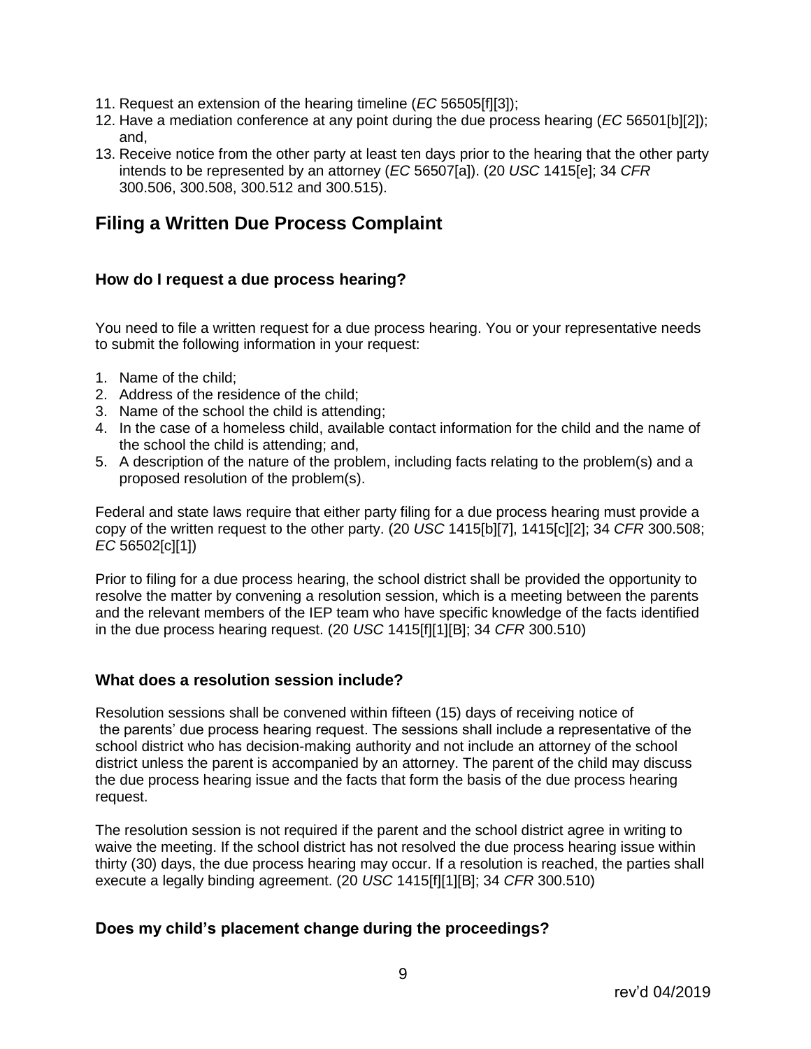11. Request an extension of the hearing timeline (*EC* 56505[f][3]);
12. Have a mediation conference at any point during the due process hearing (*EC* 56501[b][2]); and,
13. Receive notice from the other party at least ten days prior to the hearing that the other party intends to be represented by an attorney (*EC* 56507[a]). (20 *USC* 1415[e]; 34 *CFR* 300.506, 300.508, 300.512 and 300.515).

## Filing a Written Due Process Complaint

### How do I request a due process hearing?

You need to file a written request for a due process hearing. You or your representative needs to submit the following information in your request:

1. Name of the child;
2. Address of the residence of the child;
3. Name of the school the child is attending;
4. In the case of a homeless child, available contact information for the child and the name of the school the child is attending; and,
5. A description of the nature of the problem, including facts relating to the problem(s) and a proposed resolution of the problem(s).

Federal and state laws require that either party filing for a due process hearing must provide a copy of the written request to the other party. (20 *USC* 1415[b][7], 1415[c][2]; 34 *CFR* 300.508; *EC* 56502[c][1])

Prior to filing for a due process hearing, the school district shall be provided the opportunity to resolve the matter by convening a resolution session, which is a meeting between the parents and the relevant members of the IEP team who have specific knowledge of the facts identified in the due process hearing request. (20 *USC* 1415[f][1][B]; 34 *CFR* 300.510)

### What does a resolution session include?

Resolution sessions shall be convened within fifteen (15) days of receiving notice of the parents' due process hearing request. The sessions shall include a representative of the school district who has decision-making authority and not include an attorney of the school district unless the parent is accompanied by an attorney. The parent of the child may discuss the due process hearing issue and the facts that form the basis of the due process hearing request.

The resolution session is not required if the parent and the school district agree in writing to waive the meeting. If the school district has not resolved the due process hearing issue within thirty (30) days, the due process hearing may occur. If a resolution is reached, the parties shall execute a legally binding agreement. (20 *USC* 1415[f][1][B]; 34 *CFR* 300.510)

### Does my child's placement change during the proceedings?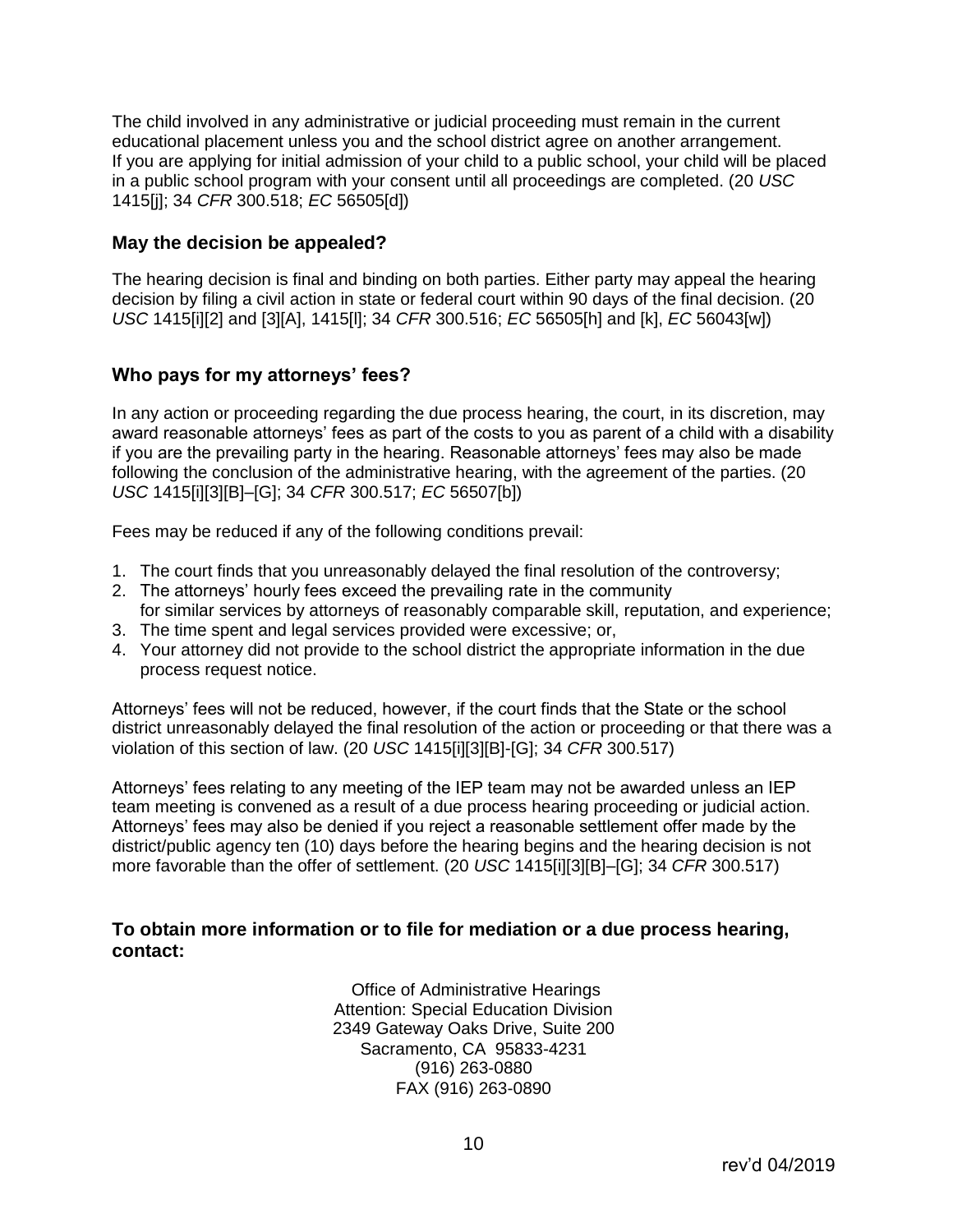The child involved in any administrative or judicial proceeding must remain in the current educational placement unless you and the school district agree on another arrangement. If you are applying for initial admission of your child to a public school, your child will be placed in a public school program with your consent until all proceedings are completed. (20 *USC* 1415[j]; 34 *CFR* 300.518; *EC* 56505[d])

### May the decision be appealed?

The hearing decision is final and binding on both parties. Either party may appeal the hearing decision by filing a civil action in state or federal court within 90 days of the final decision. (20 *USC* 1415[i][2] and [3][A], 1415[l]; 34 *CFR* 300.516; *EC* 56505[h] and [k], *EC* 56043[w])

### Who pays for my attorneys' fees?

In any action or proceeding regarding the due process hearing, the court, in its discretion, may award reasonable attorneys' fees as part of the costs to you as parent of a child with a disability if you are the prevailing party in the hearing. Reasonable attorneys' fees may also be made following the conclusion of the administrative hearing, with the agreement of the parties. (20 *USC* 1415[i][3][B]–[G]; 34 *CFR* 300.517; *EC* 56507[b])

Fees may be reduced if any of the following conditions prevail:

1. The court finds that you unreasonably delayed the final resolution of the controversy;
2. The attorneys' hourly fees exceed the prevailing rate in the community for similar services by attorneys of reasonably comparable skill, reputation, and experience;
3. The time spent and legal services provided were excessive; or,
4. Your attorney did not provide to the school district the appropriate information in the due process request notice.

Attorneys' fees will not be reduced, however, if the court finds that the State or the school district unreasonably delayed the final resolution of the action or proceeding or that there was a violation of this section of law. (20 *USC* 1415[i][3][B]-[G]; 34 *CFR* 300.517)

Attorneys' fees relating to any meeting of the IEP team may not be awarded unless an IEP team meeting is convened as a result of a due process hearing proceeding or judicial action. Attorneys' fees may also be denied if you reject a reasonable settlement offer made by the district/public agency ten (10) days before the hearing begins and the hearing decision is not more favorable than the offer of settlement. (20 *USC* 1415[i][3][B]–[G]; 34 *CFR* 300.517)

### To obtain more information or to file for mediation or a due process hearing, contact:

Office of Administrative Hearings
Attention: Special Education Division
2349 Gateway Oaks Drive, Suite 200
Sacramento, CA 95833-4231
(916) 263-0880
FAX (916) 263-0890

rev'd 04/2019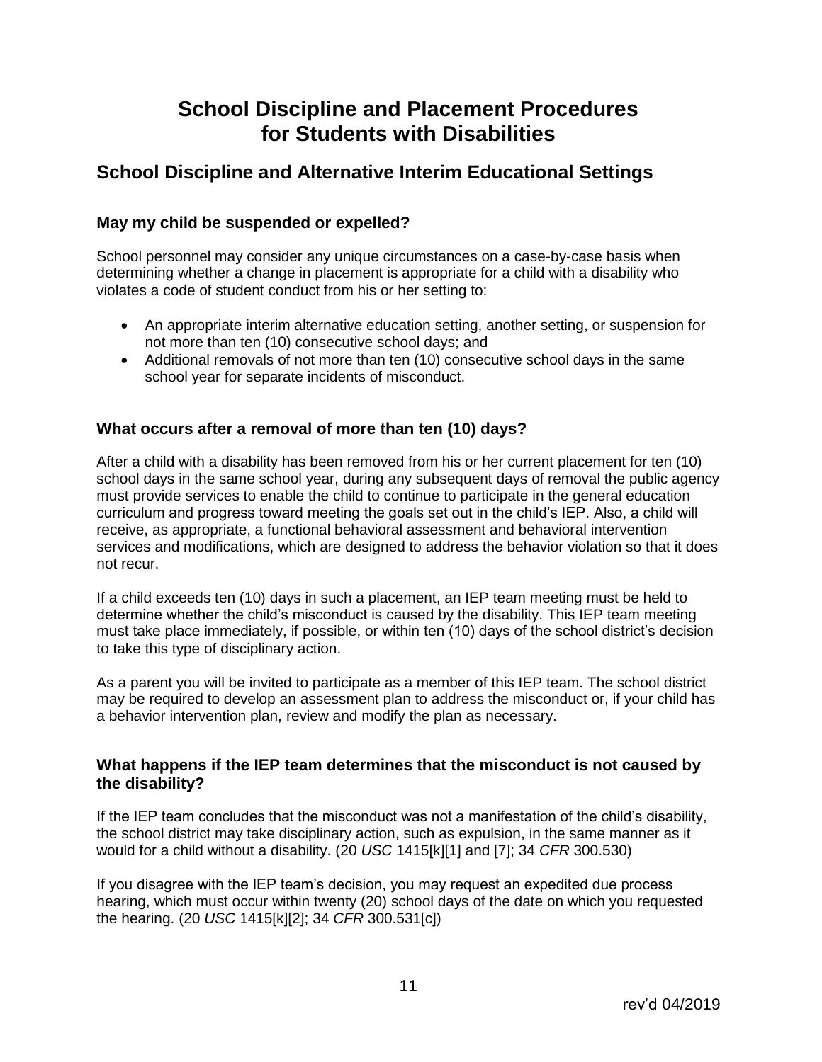# School Discipline and Placement Procedures for Students with Disabilities

## School Discipline and Alternative Interim Educational Settings

### May my child be suspended or expelled?

School personnel may consider any unique circumstances on a case-by-case basis when determining whether a change in placement is appropriate for a child with a disability who violates a code of student conduct from his or her setting to:

- An appropriate interim alternative education setting, another setting, or suspension for not more than ten (10) consecutive school days; and
- Additional removals of not more than ten (10) consecutive school days in the same school year for separate incidents of misconduct.

### What occurs after a removal of more than ten (10) days?

After a child with a disability has been removed from his or her current placement for ten (10) school days in the same school year, during any subsequent days of removal the public agency must provide services to enable the child to continue to participate in the general education curriculum and progress toward meeting the goals set out in the child's IEP. Also, a child will receive, as appropriate, a functional behavioral assessment and behavioral intervention services and modifications, which are designed to address the behavior violation so that it does not recur.

If a child exceeds ten (10) days in such a placement, an IEP team meeting must be held to determine whether the child's misconduct is caused by the disability. This IEP team meeting must take place immediately, if possible, or within ten (10) days of the school district's decision to take this type of disciplinary action.

As a parent you will be invited to participate as a member of this IEP team. The school district may be required to develop an assessment plan to address the misconduct or, if your child has a behavior intervention plan, review and modify the plan as necessary.

### What happens if the IEP team determines that the misconduct is not caused by the disability?

If the IEP team concludes that the misconduct was not a manifestation of the child's disability, the school district may take disciplinary action, such as expulsion, in the same manner as it would for a child without a disability. (20 *USC* 1415[k][1] and [7]; 34 *CFR* 300.530)

If you disagree with the IEP team's decision, you may request an expedited due process hearing, which must occur within twenty (20) school days of the date on which you requested the hearing. (20 *USC* 1415[k][2]; 34 *CFR* 300.531[c])

rev'd 04/2019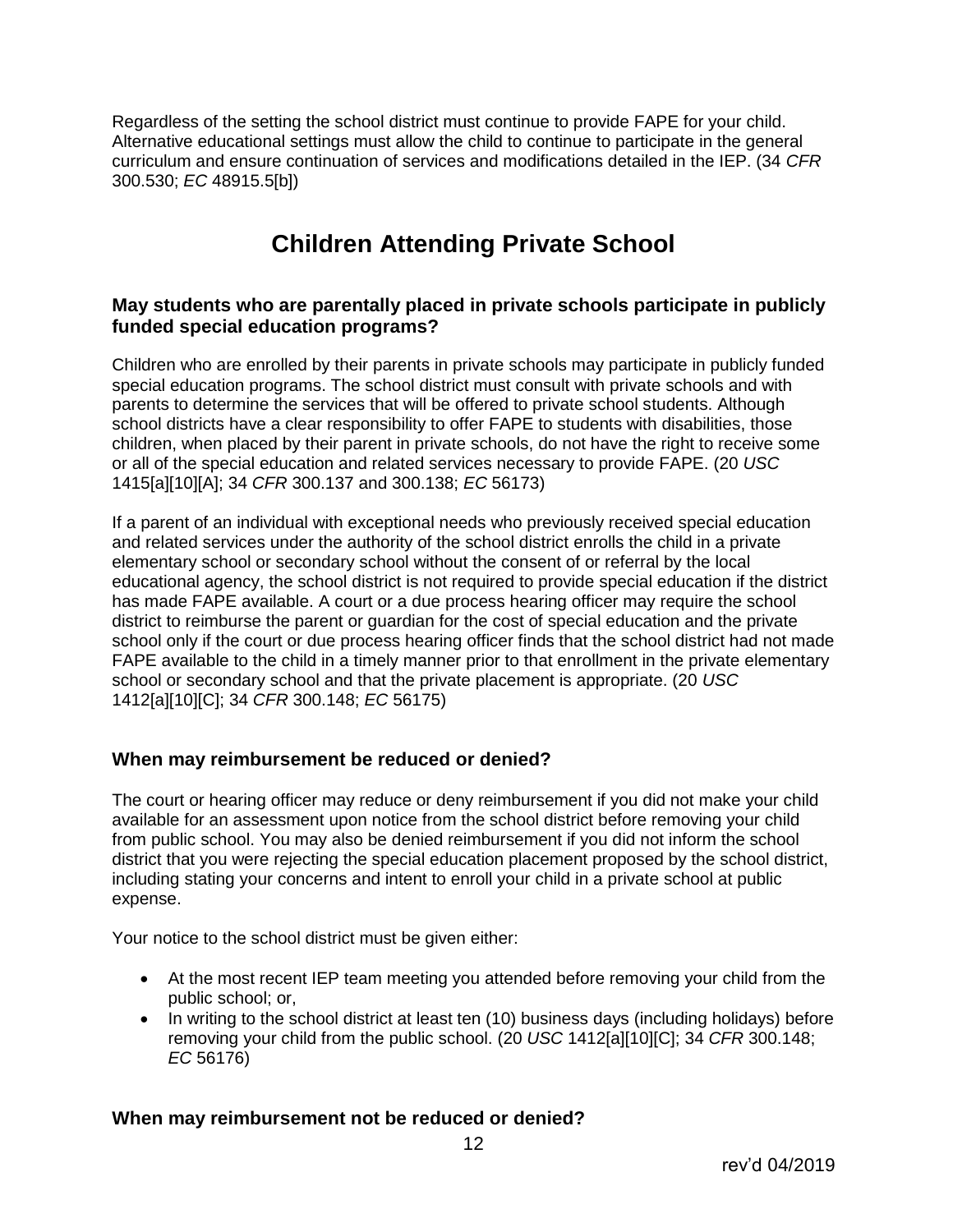Regardless of the setting the school district must continue to provide FAPE for your child. Alternative educational settings must allow the child to continue to participate in the general curriculum and ensure continuation of services and modifications detailed in the IEP. (34 *CFR* 300.530; *EC* 48915.5[b])

# Children Attending Private School

### May students who are parentally placed in private schools participate in publicly funded special education programs?

Children who are enrolled by their parents in private schools may participate in publicly funded special education programs. The school district must consult with private schools and with parents to determine the services that will be offered to private school students. Although school districts have a clear responsibility to offer FAPE to students with disabilities, those children, when placed by their parent in private schools, do not have the right to receive some or all of the special education and related services necessary to provide FAPE. (20 *USC* 1415[a][10][A]; 34 *CFR* 300.137 and 300.138; *EC* 56173)

If a parent of an individual with exceptional needs who previously received special education and related services under the authority of the school district enrolls the child in a private elementary school or secondary school without the consent of or referral by the local educational agency, the school district is not required to provide special education if the district has made FAPE available. A court or a due process hearing officer may require the school district to reimburse the parent or guardian for the cost of special education and the private school only if the court or due process hearing officer finds that the school district had not made FAPE available to the child in a timely manner prior to that enrollment in the private elementary school or secondary school and that the private placement is appropriate. (20 *USC* 1412[a][10][C]; 34 *CFR* 300.148; *EC* 56175)

### When may reimbursement be reduced or denied?

The court or hearing officer may reduce or deny reimbursement if you did not make your child available for an assessment upon notice from the school district before removing your child from public school. You may also be denied reimbursement if you did not inform the school district that you were rejecting the special education placement proposed by the school district, including stating your concerns and intent to enroll your child in a private school at public expense.

Your notice to the school district must be given either:

- At the most recent IEP team meeting you attended before removing your child from the public school; or,
- In writing to the school district at least ten (10) business days (including holidays) before removing your child from the public school. (20 *USC* 1412[a][10][C]; 34 *CFR* 300.148; *EC* 56176)

### When may reimbursement not be reduced or denied?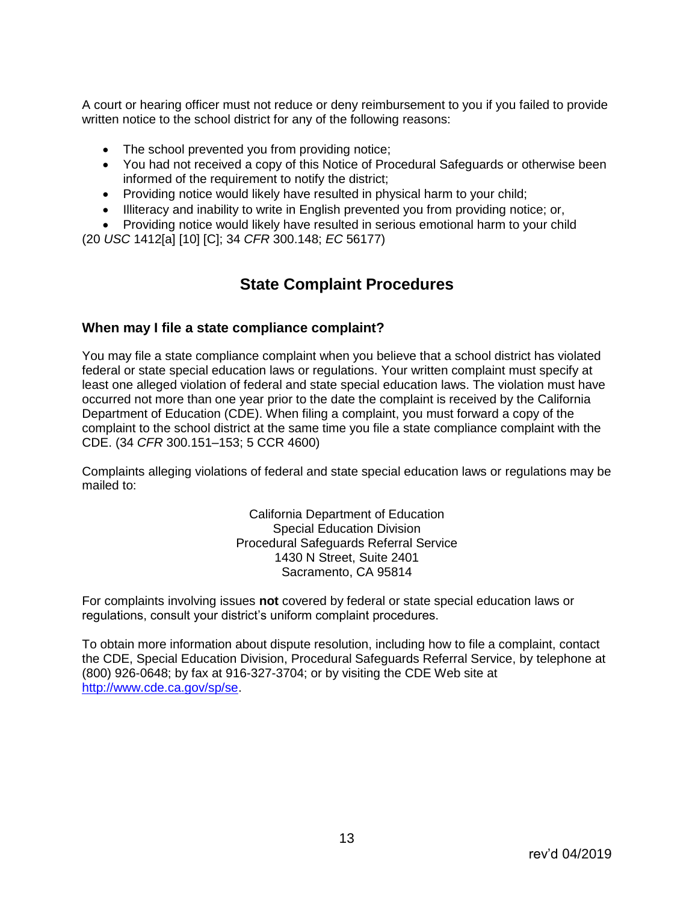A court or hearing officer must not reduce or deny reimbursement to you if you failed to provide written notice to the school district for any of the following reasons:

- The school prevented you from providing notice;
- You had not received a copy of this Notice of Procedural Safeguards or otherwise been informed of the requirement to notify the district;
- Providing notice would likely have resulted in physical harm to your child;
- Illiteracy and inability to write in English prevented you from providing notice; or,
- Providing notice would likely have resulted in serious emotional harm to your child

(20 *USC* 1412[a] [10] [C]; 34 *CFR* 300.148; *EC* 56177)

## State Complaint Procedures

### When may I file a state compliance complaint?

You may file a state compliance complaint when you believe that a school district has violated federal or state special education laws or regulations. Your written complaint must specify at least one alleged violation of federal and state special education laws. The violation must have occurred not more than one year prior to the date the complaint is received by the California Department of Education (CDE). When filing a complaint, you must forward a copy of the complaint to the school district at the same time you file a state compliance complaint with the CDE. (34 *CFR* 300.151–153; 5 CCR 4600)

Complaints alleging violations of federal and state special education laws or regulations may be mailed to:

California Department of Education
Special Education Division
Procedural Safeguards Referral Service
1430 N Street, Suite 2401
Sacramento, CA 95814

For complaints involving issues **not** covered by federal or state special education laws or regulations, consult your district's uniform complaint procedures.

To obtain more information about dispute resolution, including how to file a complaint, contact the CDE, Special Education Division, Procedural Safeguards Referral Service, by telephone at (800) 926-0648; by fax at 916-327-3704; or by visiting the CDE Web site at http://www.cde.ca.gov/sp/se.

rev'd 04/2019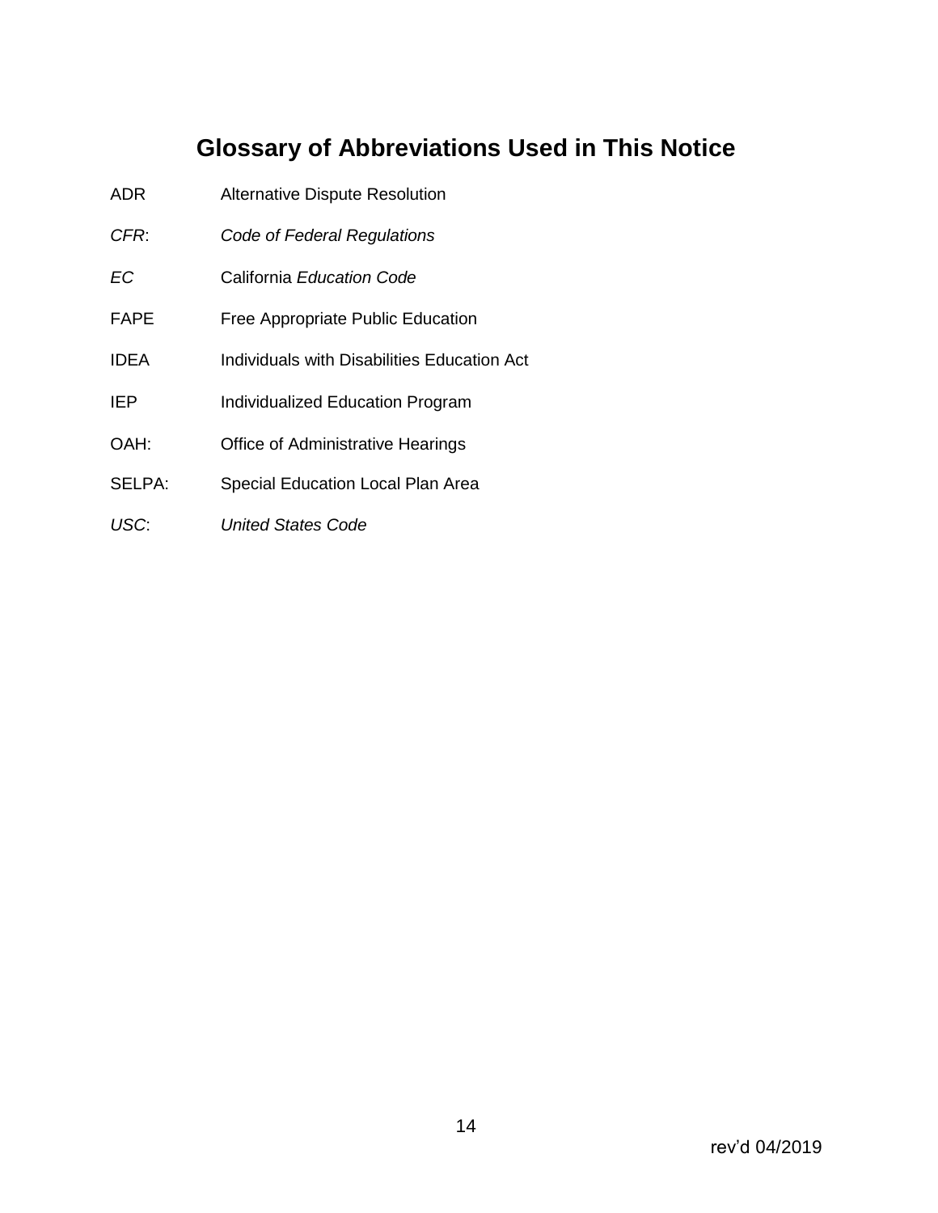# Glossary of Abbreviations Used in This Notice

| | |
|---|---|
| ADR | Alternative Dispute Resolution |
| *CFR*: | *Code of Federal Regulations* |
| *EC* | California *Education Code* |
| FAPE | Free Appropriate Public Education |
| IDEA | Individuals with Disabilities Education Act |
| IEP | Individualized Education Program |
| OAH: | Office of Administrative Hearings |
| SELPA: | Special Education Local Plan Area |
| *USC*: | *United States Code* |

rev'd 04/2019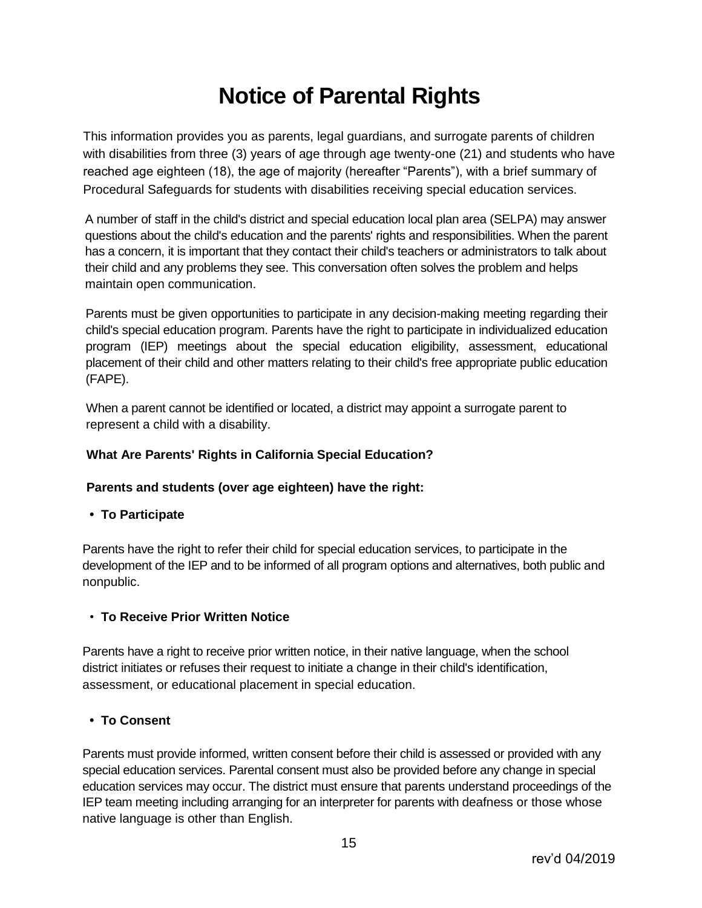# Notice of Parental Rights

This information provides you as parents, legal guardians, and surrogate parents of children with disabilities from three (3) years of age through age twenty-one (21) and students who have reached age eighteen (18), the age of majority (hereafter "Parents"), with a brief summary of Procedural Safeguards for students with disabilities receiving special education services.

A number of staff in the child's district and special education local plan area (SELPA) may answer questions about the child's education and the parents' rights and responsibilities. When the parent has a concern, it is important that they contact their child's teachers or administrators to talk about their child and any problems they see. This conversation often solves the problem and helps maintain open communication.

Parents must be given opportunities to participate in any decision-making meeting regarding their child's special education program. Parents have the right to participate in individualized education program (IEP) meetings about the special education eligibility, assessment, educational placement of their child and other matters relating to their child's free appropriate public education (FAPE).

When a parent cannot be identified or located, a district may appoint a surrogate parent to represent a child with a disability.

**What Are Parents' Rights in California Special Education?**

**Parents and students (over age eighteen) have the right:**

- **To Participate**

Parents have the right to refer their child for special education services, to participate in the development of the IEP and to be informed of all program options and alternatives, both public and nonpublic.

- **To Receive Prior Written Notice**

Parents have a right to receive prior written notice, in their native language, when the school district initiates or refuses their request to initiate a change in their child's identification, assessment, or educational placement in special education.

- **To Consent**

Parents must provide informed, written consent before their child is assessed or provided with any special education services. Parental consent must also be provided before any change in special education services may occur. The district must ensure that parents understand proceedings of the IEP team meeting including arranging for an interpreter for parents with deafness or those whose native language is other than English.

rev'd 04/2019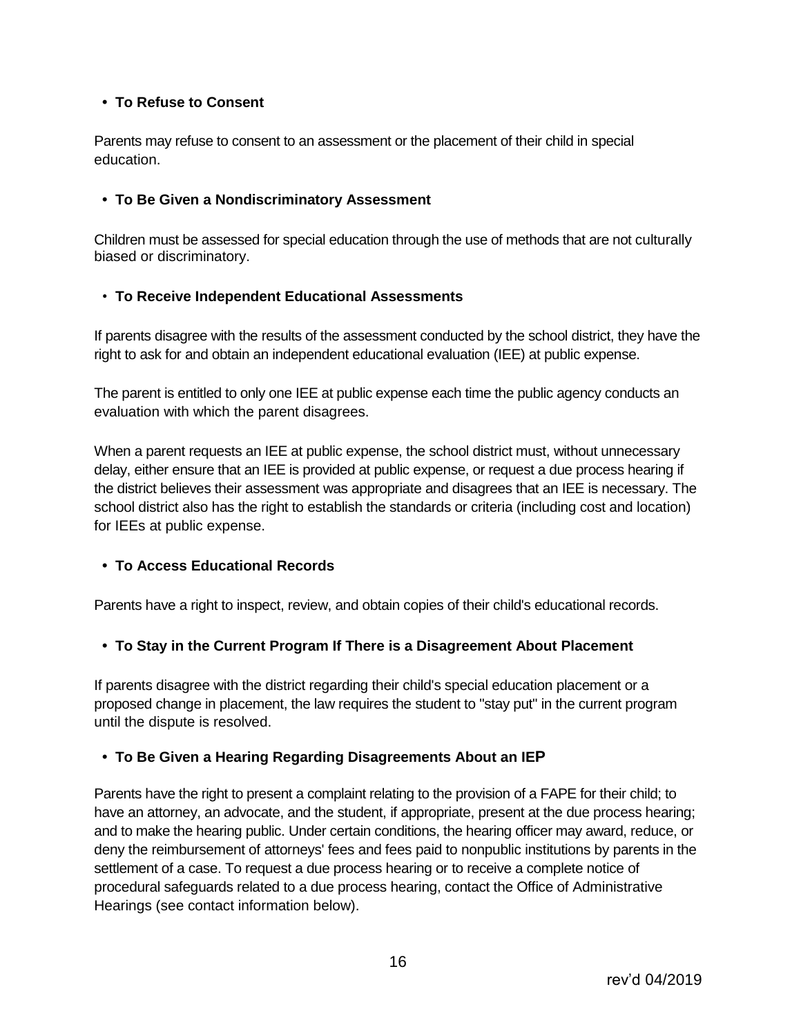- **To Refuse to Consent**

Parents may refuse to consent to an assessment or the placement of their child in special education.

- **To Be Given a Nondiscriminatory Assessment**

Children must be assessed for special education through the use of methods that are not culturally biased or discriminatory.

- **To Receive Independent Educational Assessments**

If parents disagree with the results of the assessment conducted by the school district, they have the right to ask for and obtain an independent educational evaluation (IEE) at public expense.

The parent is entitled to only one IEE at public expense each time the public agency conducts an evaluation with which the parent disagrees.

When a parent requests an IEE at public expense, the school district must, without unnecessary delay, either ensure that an IEE is provided at public expense, or request a due process hearing if the district believes their assessment was appropriate and disagrees that an IEE is necessary. The school district also has the right to establish the standards or criteria (including cost and location) for IEEs at public expense.

- **To Access Educational Records**

Parents have a right to inspect, review, and obtain copies of their child's educational records.

- **To Stay in the Current Program If There is a Disagreement About Placement**

If parents disagree with the district regarding their child's special education placement or a proposed change in placement, the law requires the student to "stay put" in the current program until the dispute is resolved.

- **To Be Given a Hearing Regarding Disagreements About an IEP**

Parents have the right to present a complaint relating to the provision of a FAPE for their child; to have an attorney, an advocate, and the student, if appropriate, present at the due process hearing; and to make the hearing public. Under certain conditions, the hearing officer may award, reduce, or deny the reimbursement of attorneys' fees and fees paid to nonpublic institutions by parents in the settlement of a case. To request a due process hearing or to receive a complete notice of procedural safeguards related to a due process hearing, contact the Office of Administrative Hearings (see contact information below).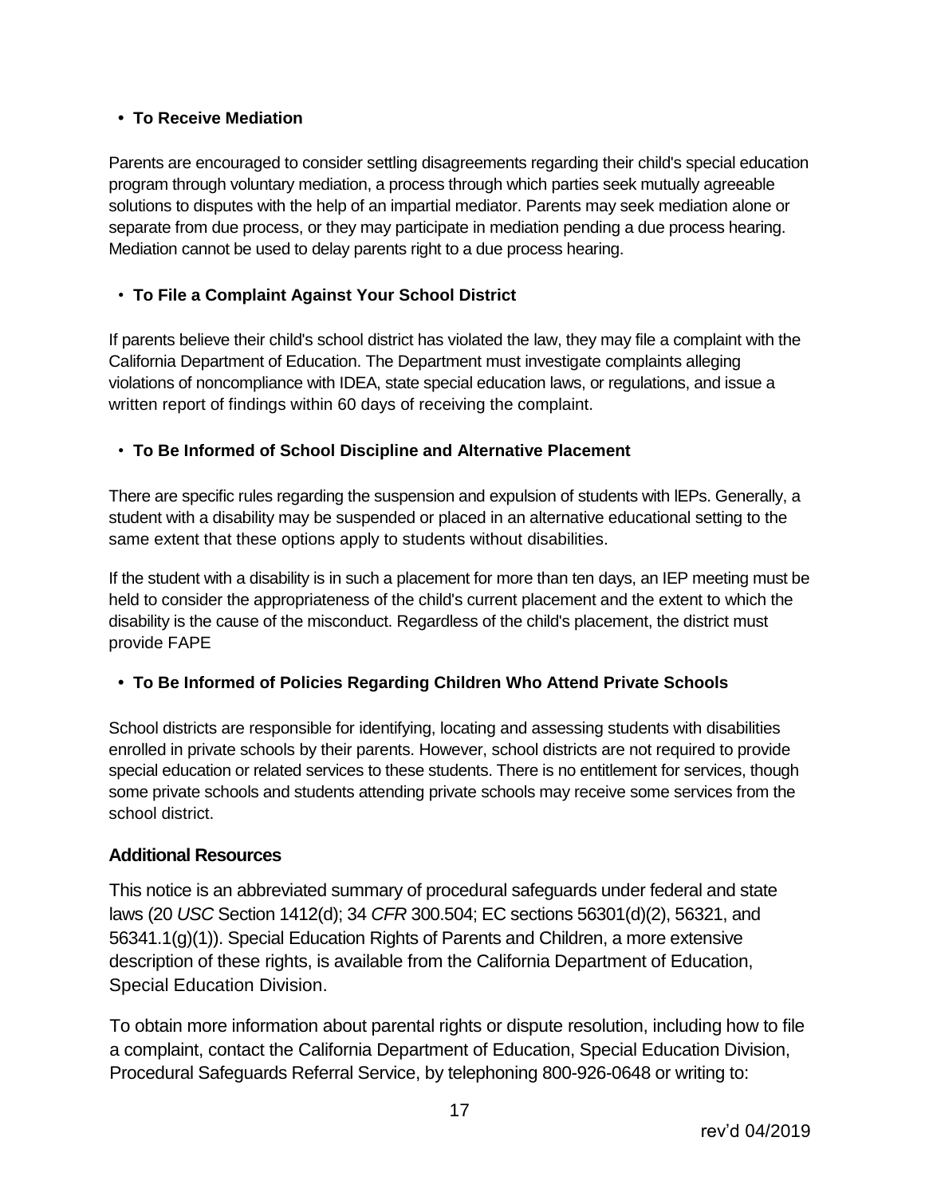- **To Receive Mediation**

Parents are encouraged to consider settling disagreements regarding their child's special education program through voluntary mediation, a process through which parties seek mutually agreeable solutions to disputes with the help of an impartial mediator. Parents may seek mediation alone or separate from due process, or they may participate in mediation pending a due process hearing. Mediation cannot be used to delay parents right to a due process hearing.

- **To File a Complaint Against Your School District**

If parents believe their child's school district has violated the law, they may file a complaint with the California Department of Education. The Department must investigate complaints alleging violations of noncompliance with IDEA, state special education laws, or regulations, and issue a written report of findings within 60 days of receiving the complaint.

- **To Be Informed of School Discipline and Alternative Placement**

There are specific rules regarding the suspension and expulsion of students with lEPs. Generally, a student with a disability may be suspended or placed in an alternative educational setting to the same extent that these options apply to students without disabilities.

If the student with a disability is in such a placement for more than ten days, an IEP meeting must be held to consider the appropriateness of the child's current placement and the extent to which the disability is the cause of the misconduct. Regardless of the child's placement, the district must provide FAPE

- **To Be Informed of Policies Regarding Children Who Attend Private Schools**

School districts are responsible for identifying, locating and assessing students with disabilities enrolled in private schools by their parents. However, school districts are not required to provide special education or related services to these students. There is no entitlement for services, though some private schools and students attending private schools may receive some services from the school district.

### Additional Resources

This notice is an abbreviated summary of procedural safeguards under federal and state laws (20 *USC* Section 1412(d); 34 *CFR* 300.504; EC sections 56301(d)(2), 56321, and 56341.1(g)(1)). Special Education Rights of Parents and Children, a more extensive description of these rights, is available from the California Department of Education, Special Education Division.

To obtain more information about parental rights or dispute resolution, including how to file a complaint, contact the California Department of Education, Special Education Division, Procedural Safeguards Referral Service, by telephoning 800-926-0648 or writing to:

rev'd 04/2019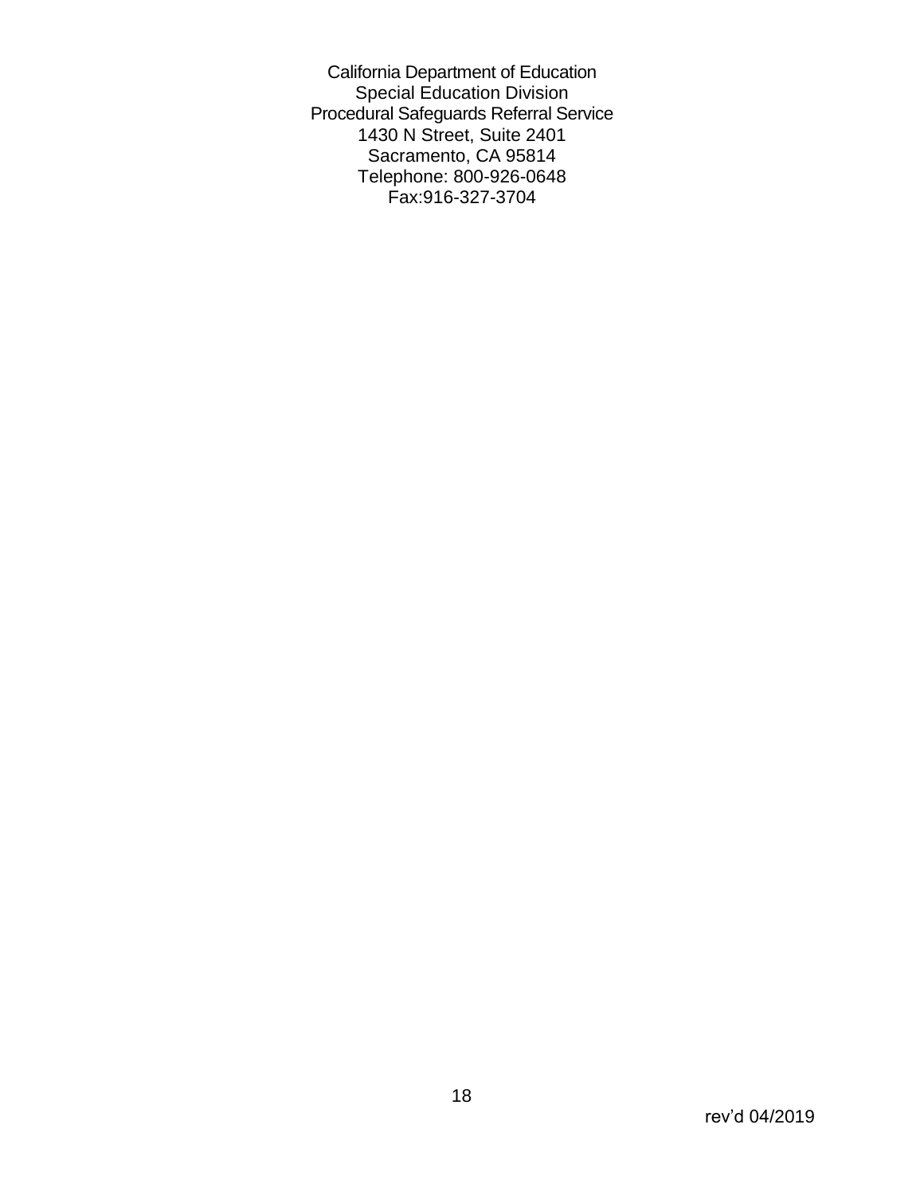California Department of Education
Special Education Division
Procedural Safeguards Referral Service
1430 N Street, Suite 2401
Sacramento, CA 95814
Telephone: 800-926-0648
Fax:916-327-3704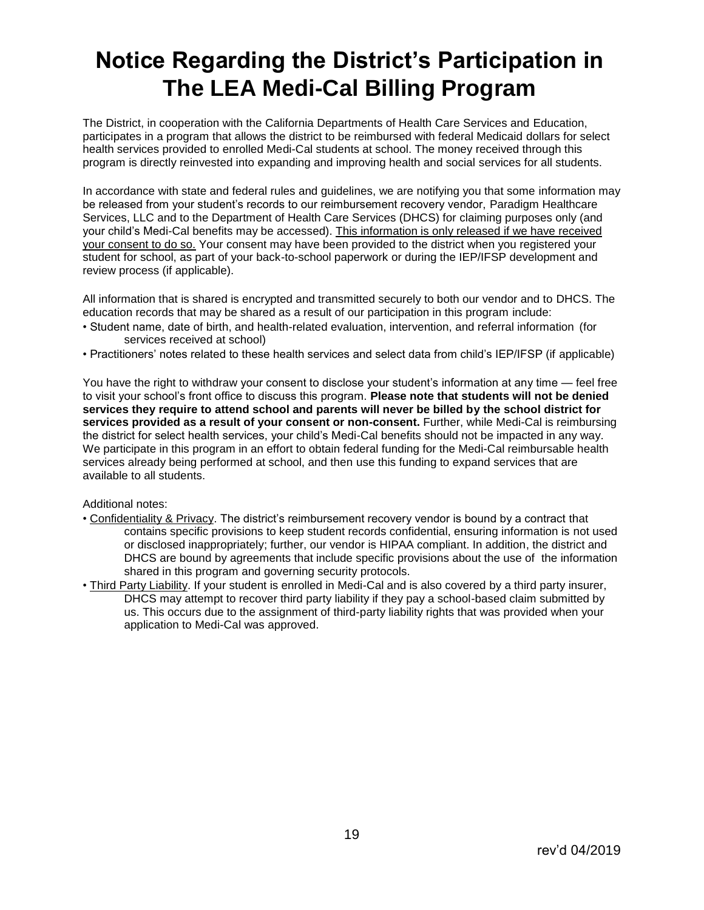# Notice Regarding the District's Participation in The LEA Medi-Cal Billing Program

The District, in cooperation with the California Departments of Health Care Services and Education, participates in a program that allows the district to be reimbursed with federal Medicaid dollars for select health services provided to enrolled Medi-Cal students at school. The money received through this program is directly reinvested into expanding and improving health and social services for all students.

In accordance with state and federal rules and guidelines, we are notifying you that some information may be released from your student's records to our reimbursement recovery vendor, Paradigm Healthcare Services, LLC and to the Department of Health Care Services (DHCS) for claiming purposes only (and your child's Medi-Cal benefits may be accessed). <u>This information is only released if we have received your consent to do so.</u> Your consent may have been provided to the district when you registered your student for school, as part of your back-to-school paperwork or during the IEP/IFSP development and review process (if applicable).

All information that is shared is encrypted and transmitted securely to both our vendor and to DHCS. The education records that may be shared as a result of our participation in this program include:

- Student name, date of birth, and health-related evaluation, intervention, and referral information (for services received at school)
- Practitioners' notes related to these health services and select data from child's IEP/IFSP (if applicable)

You have the right to withdraw your consent to disclose your student's information at any time — feel free to visit your school's front office to discuss this program. **Please note that students will not be denied services they require to attend school and parents will never be billed by the school district for services provided as a result of your consent or non-consent.** Further, while Medi-Cal is reimbursing the district for select health services, your child's Medi-Cal benefits should not be impacted in any way. We participate in this program in an effort to obtain federal funding for the Medi-Cal reimbursable health services already being performed at school, and then use this funding to expand services that are available to all students.

Additional notes:

- <u>Confidentiality & Privacy</u>. The district's reimbursement recovery vendor is bound by a contract that contains specific provisions to keep student records confidential, ensuring information is not used or disclosed inappropriately; further, our vendor is HIPAA compliant. In addition, the district and DHCS are bound by agreements that include specific provisions about the use of the information shared in this program and governing security protocols.
- <u>Third Party Liability</u>. If your student is enrolled in Medi-Cal and is also covered by a third party insurer, DHCS may attempt to recover third party liability if they pay a school-based claim submitted by us. This occurs due to the assignment of third-party liability rights that was provided when your application to Medi-Cal was approved.

rev'd 04/2019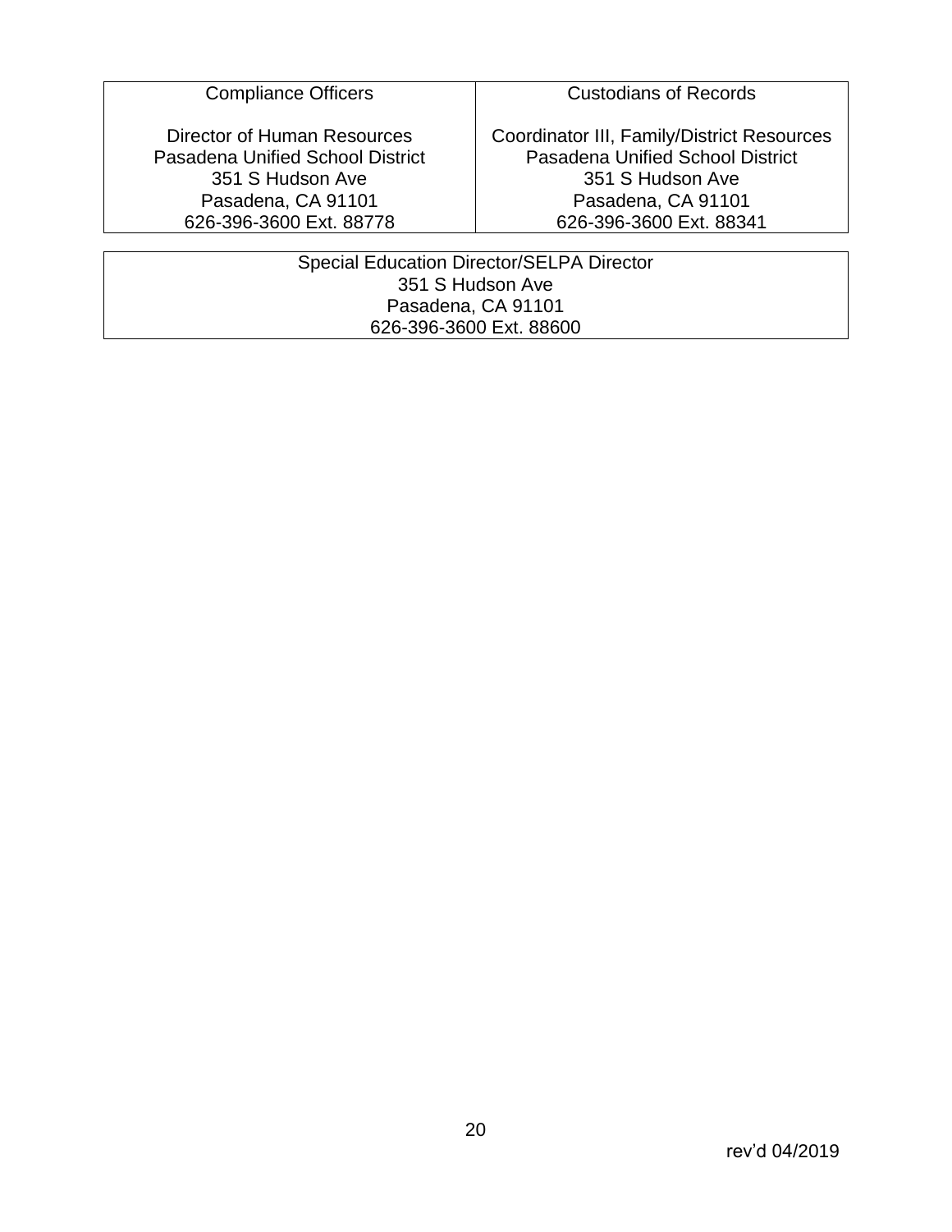| Compliance Officers | Custodians of Records |
|---|---|
| Director of Human Resources<br>Pasadena Unified School District<br>351 S Hudson Ave<br>Pasadena, CA 91101<br>626-396-3600 Ext. 88778 | Coordinator III, Family/District Resources<br>Pasadena Unified School District<br>351 S Hudson Ave<br>Pasadena, CA 91101<br>626-396-3600 Ext. 88341 |

| Special Education Director/SELPA Director |
|---|
| 351 S Hudson Ave<br>Pasadena, CA 91101<br>626-396-3600 Ext. 88600 |

rev'd 04/2019